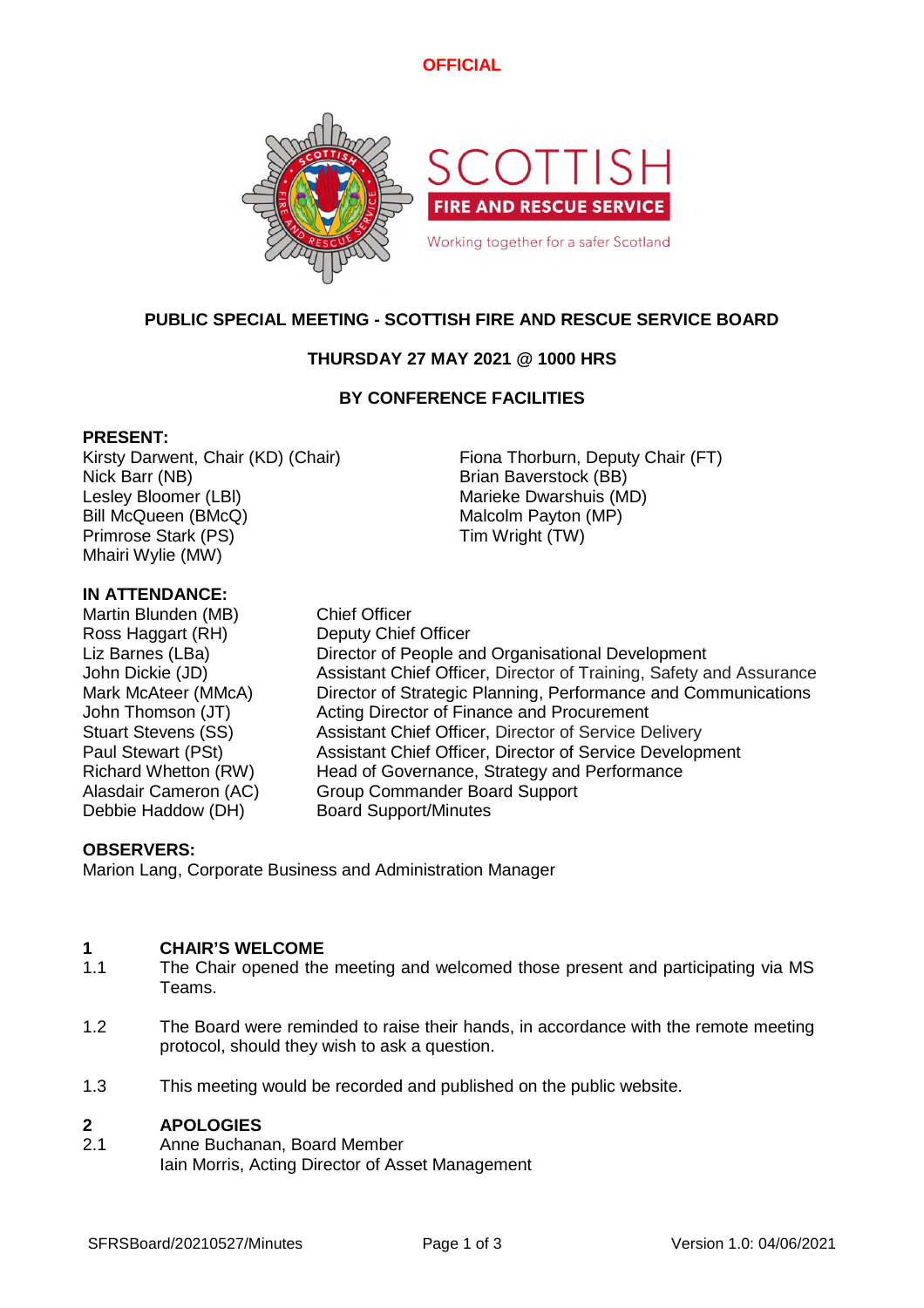**OFFICIAL**

# PUBLIC SPECIAL MEETING - SCOTTISH FIRE AND RESCUE SERVICE BOARD

**THURSDAY 27 MAY 2021 @ 1000 HRS**

**BY CONFERENCE FACILITIES**

**PRESENT:**

Kirsty Darwent, Chair (KD) (Chair)
Nick Barr (NB)
Lesley Bloomer (LBl)
Bill McQueen (BMcQ)
Primrose Stark (PS)
Mhairi Wylie (MW)
Fiona Thorburn, Deputy Chair (FT)
Brian Baverstock (BB)
Marieke Dwarshuis (MD)
Malcolm Payton (MP)
Tim Wright (TW)

**IN ATTENDANCE:**

| | |
|---|---|
| Martin Blunden (MB) | Chief Officer |
| Ross Haggart (RH) | Deputy Chief Officer |
| Liz Barnes (LBa) | Director of People and Organisational Development |
| John Dickie (JD) | Assistant Chief Officer, Director of Training, Safety and Assurance |
| Mark McAteer (MMcA) | Director of Strategic Planning, Performance and Communications |
| John Thomson (JT) | Acting Director of Finance and Procurement |
| Stuart Stevens (SS) | Assistant Chief Officer, Director of Service Delivery |
| Paul Stewart (PSt) | Assistant Chief Officer, Director of Service Development |
| Richard Whetton (RW) | Head of Governance, Strategy and Performance |
| Alasdair Cameron (AC) | Group Commander Board Support |
| Debbie Haddow (DH) | Board Support/Minutes |

**OBSERVERS:**

Marion Lang, Corporate Business and Administration Manager

## 1 CHAIR'S WELCOME

1.1 The Chair opened the meeting and welcomed those present and participating via MS Teams.

1.2 The Board were reminded to raise their hands, in accordance with the remote meeting protocol, should they wish to ask a question.

1.3 This meeting would be recorded and published on the public website.

## 2 APOLOGIES

2.1 Anne Buchanan, Board Member
Iain Morris, Acting Director of Asset Management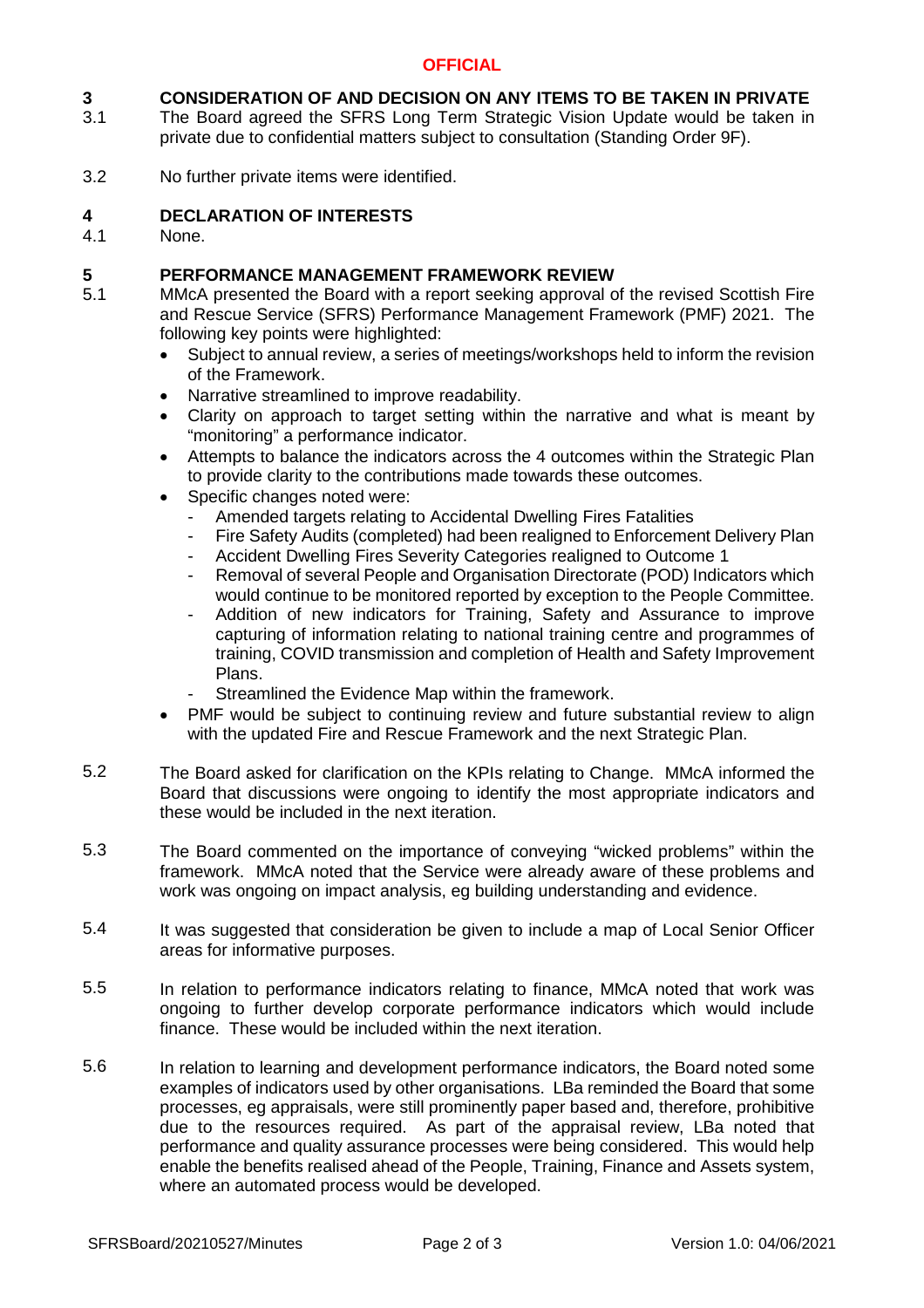**OFFICIAL**

## 3 CONSIDERATION OF AND DECISION ON ANY ITEMS TO BE TAKEN IN PRIVATE

3.1 The Board agreed the SFRS Long Term Strategic Vision Update would be taken in private due to confidential matters subject to consultation (Standing Order 9F).

3.2 No further private items were identified.

## 4 DECLARATION OF INTERESTS

4.1 None.

## 5 PERFORMANCE MANAGEMENT FRAMEWORK REVIEW

5.1 MMcA presented the Board with a report seeking approval of the revised Scottish Fire and Rescue Service (SFRS) Performance Management Framework (PMF) 2021. The following key points were highlighted:

- Subject to annual review, a series of meetings/workshops held to inform the revision of the Framework.
- Narrative streamlined to improve readability.
- Clarity on approach to target setting within the narrative and what is meant by "monitoring" a performance indicator.
- Attempts to balance the indicators across the 4 outcomes within the Strategic Plan to provide clarity to the contributions made towards these outcomes.
- Specific changes noted were:
  - Amended targets relating to Accidental Dwelling Fires Fatalities
  - Fire Safety Audits (completed) had been realigned to Enforcement Delivery Plan
  - Accident Dwelling Fires Severity Categories realigned to Outcome 1
  - Removal of several People and Organisation Directorate (POD) Indicators which would continue to be monitored reported by exception to the People Committee.
  - Addition of new indicators for Training, Safety and Assurance to improve capturing of information relating to national training centre and programmes of training, COVID transmission and completion of Health and Safety Improvement Plans.
  - Streamlined the Evidence Map within the framework.
- PMF would be subject to continuing review and future substantial review to align with the updated Fire and Rescue Framework and the next Strategic Plan.

5.2 The Board asked for clarification on the KPIs relating to Change. MMcA informed the Board that discussions were ongoing to identify the most appropriate indicators and these would be included in the next iteration.

5.3 The Board commented on the importance of conveying "wicked problems" within the framework. MMcA noted that the Service were already aware of these problems and work was ongoing on impact analysis, eg building understanding and evidence.

5.4 It was suggested that consideration be given to include a map of Local Senior Officer areas for informative purposes.

5.5 In relation to performance indicators relating to finance, MMcA noted that work was ongoing to further develop corporate performance indicators which would include finance. These would be included within the next iteration.

5.6 In relation to learning and development performance indicators, the Board noted some examples of indicators used by other organisations. LBa reminded the Board that some processes, eg appraisals, were still prominently paper based and, therefore, prohibitive due to the resources required. As part of the appraisal review, LBa noted that performance and quality assurance processes were being considered. This would help enable the benefits realised ahead of the People, Training, Finance and Assets system, where an automated process would be developed.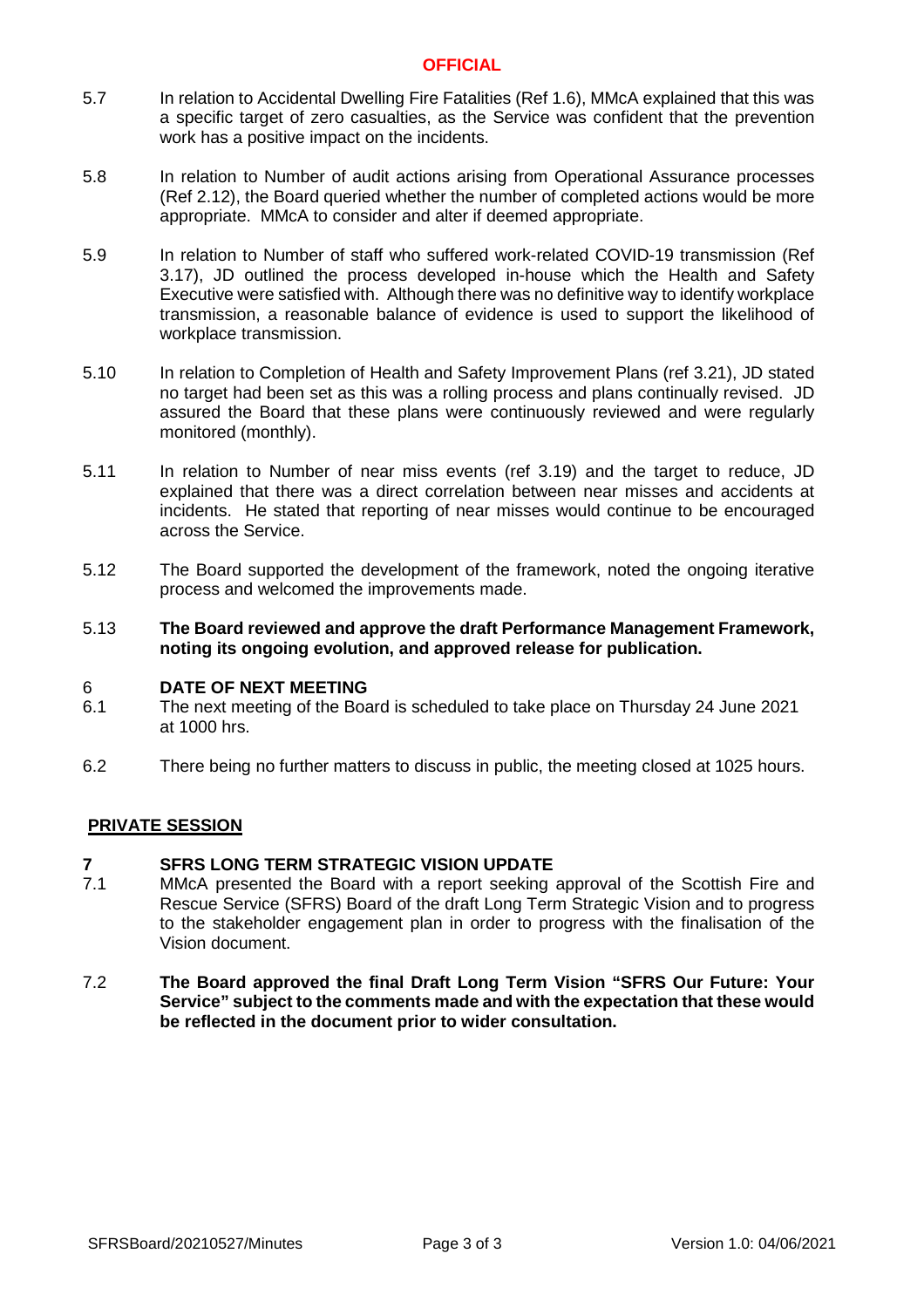5.7 In relation to Accidental Dwelling Fire Fatalities (Ref 1.6), MMcA explained that this was a specific target of zero casualties, as the Service was confident that the prevention work has a positive impact on the incidents.

5.8 In relation to Number of audit actions arising from Operational Assurance processes (Ref 2.12), the Board queried whether the number of completed actions would be more appropriate. MMcA to consider and alter if deemed appropriate.

5.9 In relation to Number of staff who suffered work-related COVID-19 transmission (Ref 3.17), JD outlined the process developed in-house which the Health and Safety Executive were satisfied with. Although there was no definitive way to identify workplace transmission, a reasonable balance of evidence is used to support the likelihood of workplace transmission.

5.10 In relation to Completion of Health and Safety Improvement Plans (ref 3.21), JD stated no target had been set as this was a rolling process and plans continually revised. JD assured the Board that these plans were continuously reviewed and were regularly monitored (monthly).

5.11 In relation to Number of near miss events (ref 3.19) and the target to reduce, JD explained that there was a direct correlation between near misses and accidents at incidents. He stated that reporting of near misses would continue to be encouraged across the Service.

5.12 The Board supported the development of the framework, noted the ongoing iterative process and welcomed the improvements made.

5.13 **The Board reviewed and approve the draft Performance Management Framework, noting its ongoing evolution, and approved release for publication.**

## 6 DATE OF NEXT MEETING

6.1 The next meeting of the Board is scheduled to take place on Thursday 24 June 2021 at 1000 hrs.

6.2 There being no further matters to discuss in public, the meeting closed at 1025 hours.

## PRIVATE SESSION

## 7 SFRS LONG TERM STRATEGIC VISION UPDATE

7.1 MMcA presented the Board with a report seeking approval of the Scottish Fire and Rescue Service (SFRS) Board of the draft Long Term Strategic Vision and to progress to the stakeholder engagement plan in order to progress with the finalisation of the Vision document.

7.2 **The Board approved the final Draft Long Term Vision "SFRS Our Future: Your Service" subject to the comments made and with the expectation that these would be reflected in the document prior to wider consultation.**